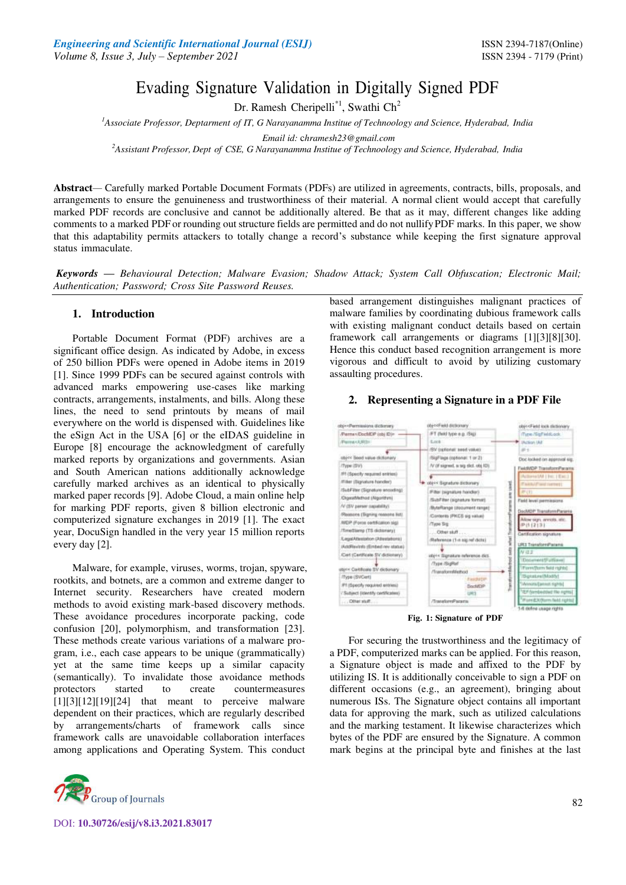// Evading Signature Validation in Digitally Signed PDF

Dr. Ramesh Cheripelli*[1], Swathi Ch[2]

[1]Associate Professor, Deptarment of IT, G Narayanamma Institue of Technoology and Science, Hyderabad, India

Email id: chramesh23@gmail.com

[2]Assistant Professor, Dept of CSE, G Narayanamma Institue of Technoology and Science, Hyderabad, India

**Abstract**— Carefully marked Portable Document Formats (PDFs) are utilized in agreements, contracts, bills, proposals, and arrangements to ensure the genuineness and trustworthiness of their material. A normal client would accept that carefully marked PDF records are conclusive and cannot be additionally altered. Be that as it may, different changes like adding comments to a marked PDF or rounding out structure fields are permitted and do not nullify PDF marks. In this paper, we show that this adaptability permits attackers to totally change a record's substance while keeping the first signature approval status immaculate.

***Keywords** — Behavioural Detection; Malware Evasion; Shadow Attack; System Call Obfuscation; Electronic Mail; Authentication; Password; Cross Site Password Reuses.*

## 1. Introduction

Portable Document Format (PDF) archives are a significant office design. As indicated by Adobe, in excess of 250 billion PDFs were opened in Adobe items in 2019 [1]. Since 1999 PDFs can be secured against controls with advanced marks empowering use-cases like marking contracts, arrangements, instalments, and bills. Along these lines, the need to send printouts by means of mail everywhere on the world is dispensed with. Guidelines like the eSign Act in the USA [6] or the eIDAS guideline in Europe [8] encourage the acknowledgment of carefully marked reports by organizations and governments. Asian and South American nations additionally acknowledge carefully marked archives as an identical to physically marked paper records [9]. Adobe Cloud, a main online help for marking PDF reports, given 8 billion electronic and computerized signature exchanges in 2019 [1]. The exact year, DocuSign handled in the very year 15 million reports every day [2].

Malware, for example, viruses, worms, trojan, spyware, rootkits, and botnets, are a common and extreme danger to Internet security. Researchers have created modern methods to avoid existing mark-based discovery methods. These avoidance procedures incorporate packing, code confusion [20], polymorphism, and transformation [23]. These methods create various variations of a malware program, i.e., each case appears to be unique (grammatically) yet at the same time keeps up a similar capacity (semantically). To invalidate those avoidance methods protectors started to create countermeasures [1][3][12][19][24] that meant to perceive malware dependent on their practices, which are regularly described by arrangements/charts of framework calls since framework calls are unavoidable collaboration interfaces among applications and Operating System. This conduct based arrangement distinguishes malignant practices of malware families by coordinating dubious framework calls with existing malignant conduct details based on certain framework call arrangements or diagrams [1][3][8][30]. Hence this conduct based recognition arrangement is more vigorous and difficult to avoid by utilizing customary assaulting procedures.

## 2. Representing a Signature in a PDF File

**Fig. 1: Signature of PDF**

For securing the trustworthiness and the legitimacy of a PDF, computerized marks can be applied. For this reason, a Signature object is made and affixed to the PDF by utilizing IS. It is additionally conceivable to sign a PDF on different occasions (e.g., an agreement), bringing about numerous ISs. The Signature object contains all important data for approving the mark, such as utilized calculations and the marking testament. It likewise characterizes which bytes of the PDF are ensured by the Signature. A common mark begins at the principal byte and finishes at the last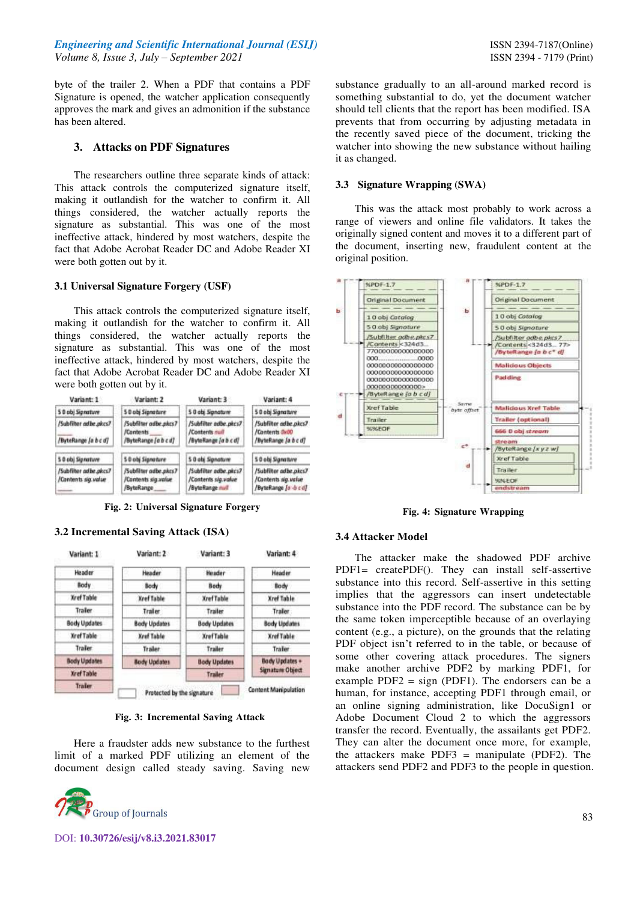byte of the trailer 2. When a PDF that contains a PDF Signature is opened, the watcher application consequently approves the mark and gives an admonition if the substance has been altered.

## 3. Attacks on PDF Signatures

The researchers outline three separate kinds of attack: This attack controls the computerized signature itself, making it outlandish for the watcher to confirm it. All things considered, the watcher actually reports the signature as substantial. This was one of the most ineffective attack, hindered by most watchers, despite the fact that Adobe Acrobat Reader DC and Adobe Reader XI were both gotten out by it.

### 3.1 Universal Signature Forgery (USF)

This attack controls the computerized signature itself, making it outlandish for the watcher to confirm it. All things considered, the watcher actually reports the signature as substantial. This was one of the most ineffective attack, hindered by most watchers, despite the fact that Adobe Acrobat Reader DC and Adobe Reader XI were both gotten out by it.

**Fig. 2: Universal Signature Forgery**

### 3.2 Incremental Saving Attack (ISA)

**Fig. 3: Incremental Saving Attack**

Here a fraudster adds new substance to the furthest limit of a marked PDF utilizing an element of the document design called steady saving. Saving new substance gradually to an all-around marked record is something substantial to do, yet the document watcher should tell clients that the report has been modified. ISA prevents that from occurring by adjusting metadata in the recently saved piece of the document, tricking the watcher into showing the new substance without hailing it as changed.

### 3.3 Signature Wrapping (SWA)

This was the attack most probably to work across a range of viewers and online file validators. It takes the originally signed content and moves it to a different part of the document, inserting new, fraudulent content at the original position.

**Fig. 4: Signature Wrapping**

### 3.4 Attacker Model

The attacker make the shadowed PDF archive PDF1= createPDF(). They can install self-assertive substance into this record. Self-assertive in this setting implies that the aggressors can insert undetectable substance into the PDF record. The substance can be by the same token imperceptible because of an overlaying content (e.g., a picture), on the grounds that the relating PDF object isn't referred to in the table, or because of some other covering attack procedures. The signers make another archive PDF2 by marking PDF1, for example PDF2 = sign (PDF1). The endorsers can be a human, for instance, accepting PDF1 through email, or an online signing administration, like DocuSign1 or Adobe Document Cloud 2 to which the aggressors transfer the record. Eventually, the assailants get PDF2. They can alter the document once more, for example, the attackers make PDF3 = manipulate (PDF2). The attackers send PDF2 and PDF3 to the people in question.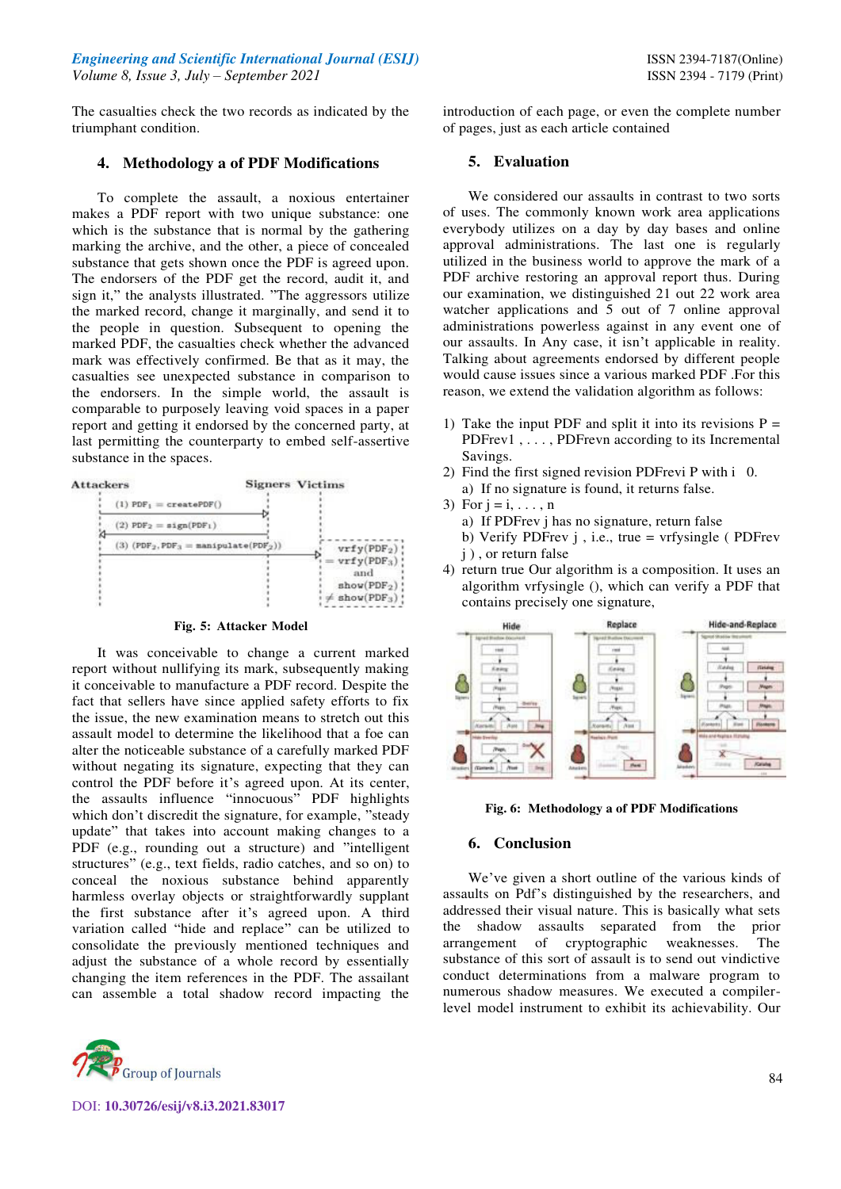The casualties check the two records as indicated by the triumphant condition.

## 4. Methodology a of PDF Modifications

To complete the assault, a noxious entertainer makes a PDF report with two unique substance: one which is the substance that is normal by the gathering marking the archive, and the other, a piece of concealed substance that gets shown once the PDF is agreed upon. The endorsers of the PDF get the record, audit it, and sign it," the analysts illustrated. "The aggressors utilize the marked record, change it marginally, and send it to the people in question. Subsequent to opening the marked PDF, the casualties check whether the advanced mark was effectively confirmed. Be that as it may, the casualties see unexpected substance in comparison to the endorsers. In the simple world, the assault is comparable to purposely leaving void spaces in a paper report and getting it endorsed by the concerned party, at last permitting the counterparty to embed self-assertive substance in the spaces.

Fig. 5: Attacker Model

It was conceivable to change a current marked report without nullifying its mark, subsequently making it conceivable to manufacture a PDF record. Despite the fact that sellers have since applied safety efforts to fix the issue, the new examination means to stretch out this assault model to determine the likelihood that a foe can alter the noticeable substance of a carefully marked PDF without negating its signature, expecting that they can control the PDF before it's agreed upon. At its center, the assaults influence "innocuous" PDF highlights which don't discredit the signature, for example, "steady update" that takes into account making changes to a PDF (e.g., rounding out a structure) and "intelligent structures" (e.g., text fields, radio catches, and so on) to conceal the noxious substance behind apparently harmless overlay objects or straightforwardly supplant the first substance after it's agreed upon. A third variation called "hide and replace" can be utilized to consolidate the previously mentioned techniques and adjust the substance of a whole record by essentially changing the item references in the PDF. The assailant can assemble a total shadow record impacting the introduction of each page, or even the complete number of pages, just as each article contained

## 5. Evaluation

We considered our assaults in contrast to two sorts of uses. The commonly known work area applications everybody utilizes on a day by day bases and online approval administrations. The last one is regularly utilized in the business world to approve the mark of a PDF archive restoring an approval report thus. During our examination, we distinguished 21 out 22 work area watcher applications and 5 out of 7 online approval administrations powerless against in any event one of our assaults. In Any case, it isn't applicable in reality. Talking about agreements endorsed by different people would cause issues since a various marked PDF .For this reason, we extend the validation algorithm as follows:

1) Take the input PDF and split it into its revisions P = PDFrev1 , . . . , PDFrevn according to its Incremental Savings.
2) Find the first signed revision PDFrevi P with i 0.
   a) If no signature is found, it returns false.
3) For j = i, . . . , n
   a) If PDFrev j has no signature, return false
   b) Verify PDFrev j , i.e., true = vrfysingle ( PDFrev j ) , or return false
4) return true Our algorithm is a composition. It uses an algorithm vrfysingle (), which can verify a PDF that contains precisely one signature,

Fig. 6: Methodology a of PDF Modifications

## 6. Conclusion

We've given a short outline of the various kinds of assaults on Pdf's distinguished by the researchers, and addressed their visual nature. This is basically what sets the shadow assaults separated from the prior arrangement of cryptographic weaknesses. The substance of this sort of assault is to send out vindictive conduct determinations from a malware program to numerous shadow measures. We executed a compiler-level model instrument to exhibit its achievability. Our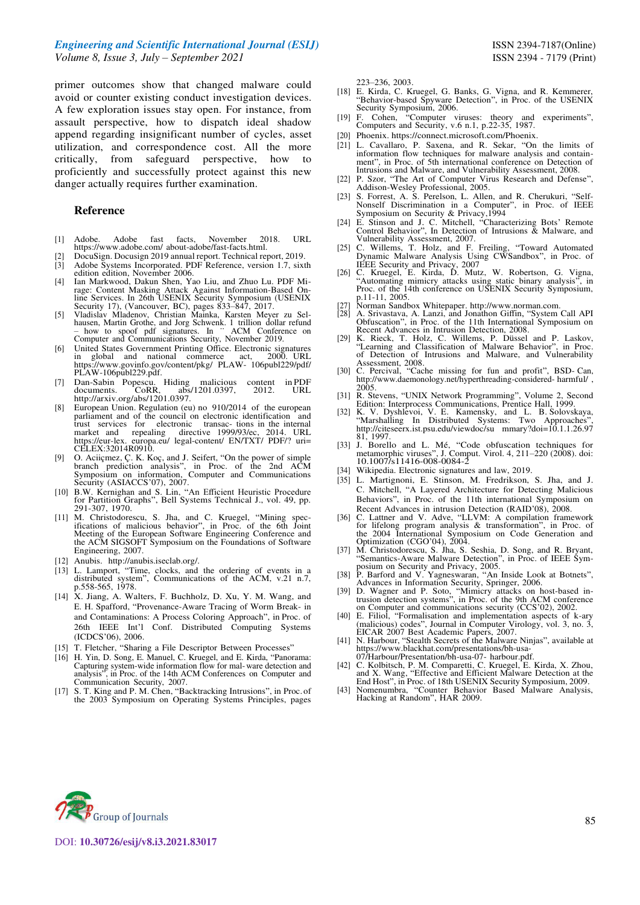primer outcomes show that changed malware could avoid or counter existing conduct investigation devices. A few exploration issues stay open. For instance, from assault perspective, how to dispatch ideal shadow append regarding insignificant number of cycles, asset utilization, and correspondence cost. All the more critically, from safeguard perspective, how to proficiently and successfully protect against this new danger actually requires further examination.

## Reference

[1] Adobe. Adobe fast facts, November 2018. URL https://www.adobe.com/ about-adobe/fast-facts.html.

[2] DocuSign. Docusign 2019 annual report. Technical report, 2019.

[3] Adobe Systems Incorporated. PDF Reference, version 1.7, sixth edition edition, November 2006.

[4] Ian Markwood, Dakun Shen, Yao Liu, and Zhuo Lu. PDF Mirage: Content Masking Attack Against Information-Based Online Services. In 26th USENIX Security Symposium (USENIX Security 17), (Vancouver, BC), pages 833–847, 2017.

[5] Vladislav Mladenov, Christian Mainka, Karsten Meyer zu Selhausen, Martin Grothe, and Jorg Schwenk. 1 trillion dollar refund – how to spoof pdf signatures. In ¨ ACM Conference on Computer and Communications Security, November 2019.

[6] United States Government Printing Office. Electronic signatures in global and national commerce act, 2000. URL https://www.govinfo.gov/content/pkg/ PLAW- 106publ229/pdf/ PLAW-106publ229.pdf.

[7] Dan-Sabin Popescu. Hiding malicious content in PDF documents. CoRR, abs/1201.0397, 2012. URL http://arxiv.org/abs/1201.0397.

[8] European Union. Regulation (eu) no 910/2014 of the european parliament and of the council on electronic identification and trust services for electronic transac- tions in the internal market and repealing directive 1999/93/ec, 2014. URL https://eur-lex. europa.eu/ legal-content/ EN/TXT/ PDF/? uri= CELEX:32014R0910.

[9] O. Aciiçmez, Ç. K. Koç, and J. Seifert, "On the power of simple branch prediction analysis", in Proc. of the 2nd ACM Symposium on information, Computer and Communications Security (ASIACCS'07), 2007.

[10] B.W. Kernighan and S. Lin, "An Efficient Heuristic Procedure for Partition Graphs", Bell Systems Technical J., vol. 49, pp. 291-307, 1970.

[11] M. Christodorescu, S. Jha, and C. Kruegel, "Mining specifications of malicious behavior", in Proc. of the 6th Joint Meeting of the European Software Engineering Conference and the ACM SIGSOFT Symposium on the Foundations of Software Engineering, 2007.

[12] Anubis. http://anubis.iseclab.org/.

[13] L. Lamport, "Time, clocks, and the ordering of events in a distributed system", Communications of the ACM, v.21 n.7, p.558-565, 1978.

[14] X. Jiang, A. Walters, F. Buchholz, D. Xu, Y. M. Wang, and E. H. Spafford, "Provenance-Aware Tracing of Worm Break- in and Contaminations: A Process Coloring Approach", in Proc. of 26th IEEE Int'l Conf. Distributed Computing Systems (ICDCS'06), 2006.

[15] T. Fletcher, "Sharing a File Descriptor Between Processes"

[16] H. Yin, D. Song, E. Manuel, C. Kruegel, and E. Kirda, "Panorama: Capturing system-wide information flow for mal- ware detection and analysis", in Proc. of the 14th ACM Conferences on Computer and Communication Security, 2007.

[17] S. T. King and P. M. Chen, "Backtracking Intrusions", in Proc. of the 2003 Symposium on Operating Systems Principles, pages 223–236, 2003.

[18] E. Kirda, C. Kruegel, G. Banks, G. Vigna, and R. Kemmerer, "Behavior-based Spyware Detection", in Proc. of the USENIX Security Symposium, 2006.

[19] F. Cohen, "Computer viruses: theory and experiments", Computers and Security, v.6 n.1, p.22-35, 1987.

[20] Phoenix. https://connect.microsoft.com/Phoenix.

[21] L. Cavallaro, P. Saxena, and R. Sekar, "On the limits of information flow techniques for malware analysis and containment", in Proc. of 5th international conference on Detection of Intrusions and Malware, and Vulnerability Assessment, 2008.

[22] P. Szor, "The Art of Computer Virus Research and Defense", Addison-Wesley Professional, 2005.

[23] S. Forrest, A. S. Perelson, L. Allen, and R. Cherukuri, "Self-Nonself Discrimination in a Computer", in Proc. of IEEE Symposium on Security & Privacy,1994

[24] E. Stinson and J. C. Mitchell, "Characterizing Bots' Remote Control Behavior", In Detection of Intrusions & Malware, and Vulnerability Assessment, 2007.

[25] C. Willems, T. Holz, and F. Freiling, "Toward Automated Dynamic Malware Analysis Using CWSandbox", in Proc. of IEEE Security and Privacy, 2007

[26] C. Kruegel, E. Kirda, D. Mutz, W. Robertson, G. Vigna, "Automating mimicry attacks using static binary analysis", in Proc. of the 14th conference on USENIX Security Symposium, p.11-11, 2005.

[27] Norman Sandbox Whitepaper. http://www.norman.com.

[28] A. Srivastava, A. Lanzi, and Jonathon Giffin, "System Call API Obfuscation", in Proc. of the 11th International Symposium on Recent Advances in Intrusion Detection, 2008.

[29] K. Rieck, T. Holz, C. Willems, P. Düssel and P. Laskov, "Learning and Classification of Malware Behavior", in Proc. of Detection of Intrusions and Malware, and Vulnerability Assessment, 2008.

[30] C. Percival, "Cache missing for fun and profit", BSD- Can, http://www.daemonology.net/hyperthreading-considered- harmful/ , 2005.

[31] R. Stevens, "UNIX Network Programming", Volume 2, Second Edition: Interprocess Communications, Prentice Hall, 1999.

[32] K. V. Dyshlevoi, V. E. Kamensky, and L. B. Solovskaya, "Marshalling In Distributed Systems: Two Approaches", http://citeseerx.ist.psu.edu/viewdoc/su mmary?doi=10.1.1.26.97 81, 1997.

[33] J. Borello and L. Mé, "Code obfuscation techniques for metamorphic viruses", J. Comput. Virol. 4, 211–220 (2008). doi: 10.1007/s11416-008-0084-2

[34] Wikipedia. Electronic signatures and law, 2019.

[35] L. Martignoni, E. Stinson, M. Fredrikson, S. Jha, and J. C. Mitchell, "A Layered Architecture for Detecting Malicious Behaviors", in Proc. of the 11th international Symposium on Recent Advances in intrusion Detection (RAID'08), 2008.

[36] C. Lattner and V. Adve, "LLVM: A compilation framework for lifelong program analysis & transformation", in Proc. of the 2004 International Symposium on Code Generation and Optimization (CGO'04), 2004.

[37] M. Christodorescu, S. Jha, S. Seshia, D. Song, and R. Bryant, "Semantics-Aware Malware Detection", in Proc. of IEEE Symposium on Security and Privacy, 2005.

[38] P. Barford and V. Yagneswaran, "An Inside Look at Botnets", Advances in Information Security, Springer, 2006.

[39] D. Wagner and P. Soto, "Mimicry attacks on host-based intrusion detection systems", in Proc. of the 9th ACM conference on Computer and communications security (CCS'02), 2002.

[40] E. Filiol, "Formalisation and implementation aspects of k-ary (malicious) codes", Journal in Computer Virology, vol. 3, no. 3, EICAR 2007 Best Academic Papers, 2007.

[41] N. Harbour, "Stealth Secrets of the Malware Ninjas", available at https://www.blackhat.com/presentations/bh-usa-07/Harbour/Presentation/bh-usa-07- harbour.pdf.

[42] C. Kolbitsch, P. M. Comparetti, C. Kruegel, E. Kirda, X. Zhou, and X. Wang, "Effective and Efficient Malware Detection at the End Host", in Proc. of 18th USENIX Security Symposium, 2009.

[43] Nomenumbra, "Counter Behavior Based Malware Analysis, Hacking at Random", HAR 2009.